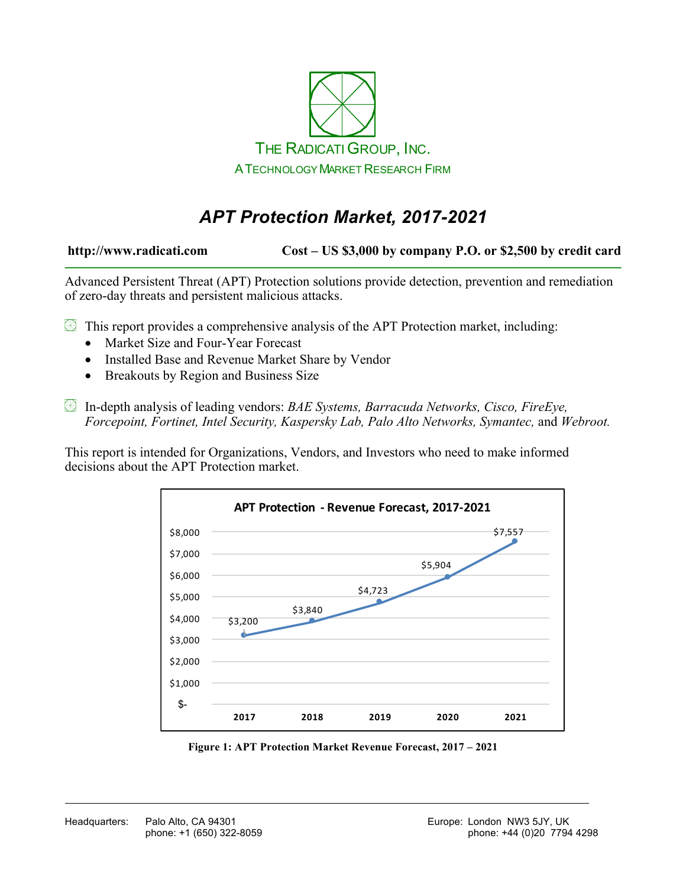THE RADICATI GROUP, INC.

A TECHNOLOGY MARKET RESEARCH FIRM

# *APT Protection Market, 2017-2021*

**http://www.radicati.com** **Cost – US $3,000 by company P.O. or $2,500 by credit card**

Advanced Persistent Threat (APT) Protection solutions provide detection, prevention and remediation of zero-day threats and persistent malicious attacks.

- This report provides a comprehensive analysis of the APT Protection market, including:
  - Market Size and Four-Year Forecast
  - Installed Base and Revenue Market Share by Vendor
  - Breakouts by Region and Business Size

- In-depth analysis of leading vendors: *BAE Systems, Barracuda Networks, Cisco, FireEye, Forcepoint, Fortinet, Intel Security, Kaspersky Lab, Palo Alto Networks, Symantec,* and *Webroot.*

This report is intended for Organizations, Vendors, and Investors who need to make informed decisions about the APT Protection market.

**APT Protection - Revenue Forecast, 2017-2021**

| Year | Revenue |
|---|---|
| 2017 | $3,200 |
| 2018 | $3,840 |
| 2019 | $4,723 |
| 2020 | $5,904 |
| 2021 | $7,557 |

**Figure 1: APT Protection Market Revenue Forecast, 2017 – 2021**

Headquarters: Palo Alto, CA 94301
phone: +1 (650) 322-8059

Europe: London NW3 5JY, UK
phone: +44 (0)20 7794 4298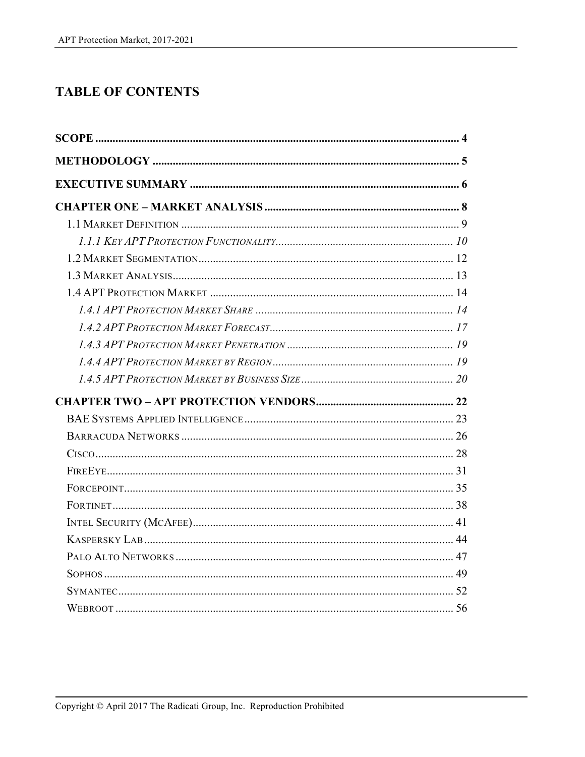# TABLE OF CONTENTS

**SCOPE** ........................................................................................................................ **4**

**METHODOLOGY** .......................................................................................................... **5**

**EXECUTIVE SUMMARY** ............................................................................................. **6**

**CHAPTER ONE – MARKET ANALYSIS** .................................................................... **8**

- 1.1 Market Definition ............................................................................................. 9
  - *1.1.1 Key APT Protection Functionality* ........................................................... *10*
- 1.2 Market Segmentation ...................................................................................... 12
- 1.3 Market Analysis ............................................................................................... 13
- 1.4 APT Protection Market .................................................................................... 14
  - *1.4.1 APT Protection Market Share* ................................................................. *14*
  - *1.4.2 APT Protection Market Forecast* ............................................................ *17*
  - *1.4.3 APT Protection Market Penetration* ....................................................... *19*
  - *1.4.4 APT Protection Market by Region* ......................................................... *19*
  - *1.4.5 APT Protection Market by Business Size* ............................................... *20*

**CHAPTER TWO – APT PROTECTION VENDORS** ................................................ **22**

- BAE Systems Applied Intelligence ........................................................................ 23
- Barracuda Networks .............................................................................................. 26
- Cisco ...................................................................................................................... 28
- FireEye ................................................................................................................... 31
- Forcepoint .............................................................................................................. 35
- Fortinet ................................................................................................................... 38
- Intel Security (McAfee) .......................................................................................... 41
- Kaspersky Lab ........................................................................................................ 44
- Palo Alto Networks ................................................................................................ 47
- Sophos .................................................................................................................... 49
- Symantec ................................................................................................................ 52
- Webroot .................................................................................................................. 56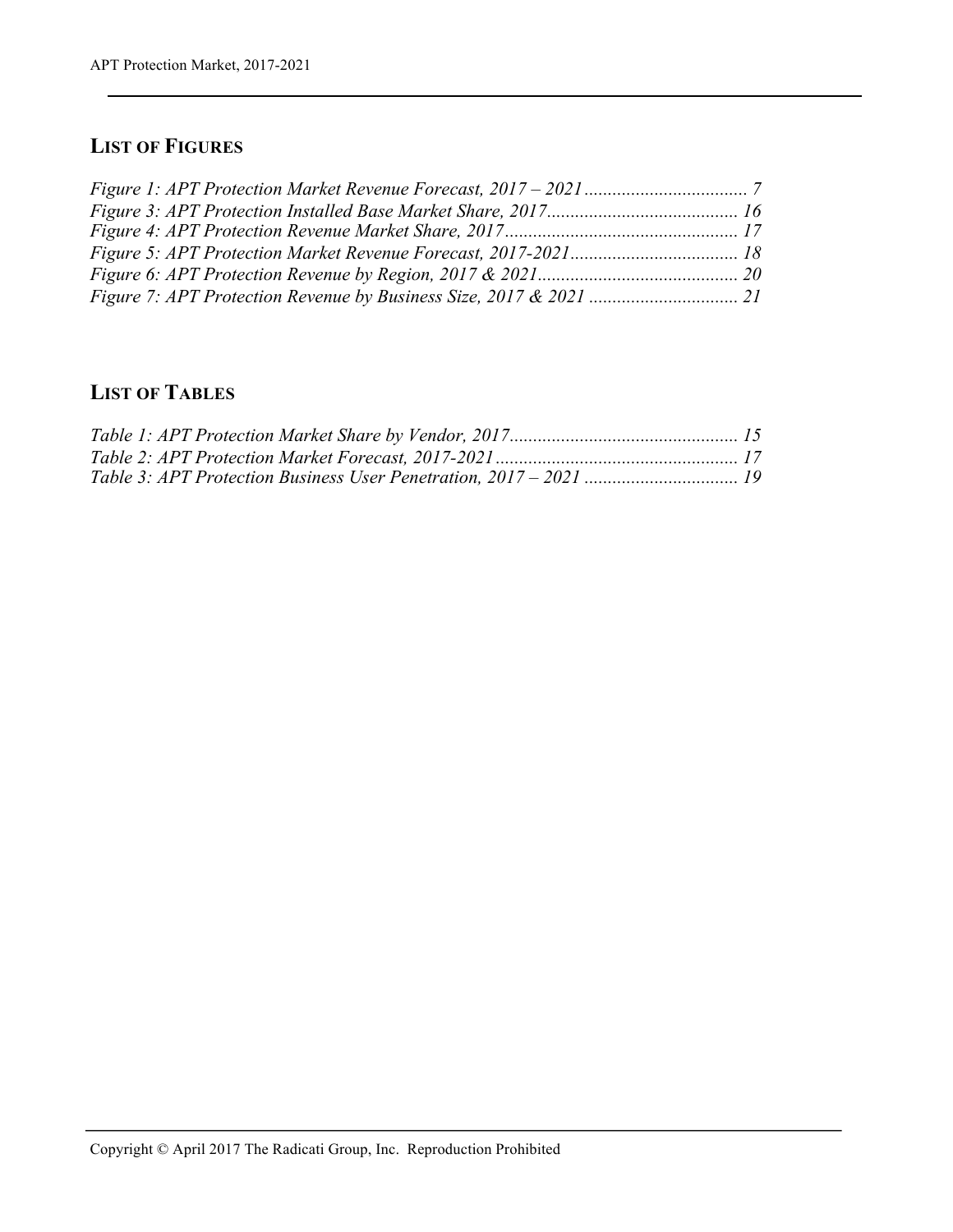## List of Figures

*Figure 1: APT Protection Market Revenue Forecast, 2017 – 2021 ..................................... 7*
*Figure 3: APT Protection Installed Base Market Share, 2017......................................... 16*
*Figure 4: APT Protection Revenue Market Share, 2017.................................................. 17*
*Figure 5: APT Protection Market Revenue Forecast, 2017-2021.................................... 18*
*Figure 6: APT Protection Revenue by Region, 2017 & 2021........................................... 20*
*Figure 7: APT Protection Revenue by Business Size, 2017 & 2021 ................................ 21*

## List of Tables

*Table 1: APT Protection Market Share by Vendor, 2017................................................. 15*
*Table 2: APT Protection Market Forecast, 2017-2021.................................................... 17*
*Table 3: APT Protection Business User Penetration, 2017 – 2021 ................................. 19*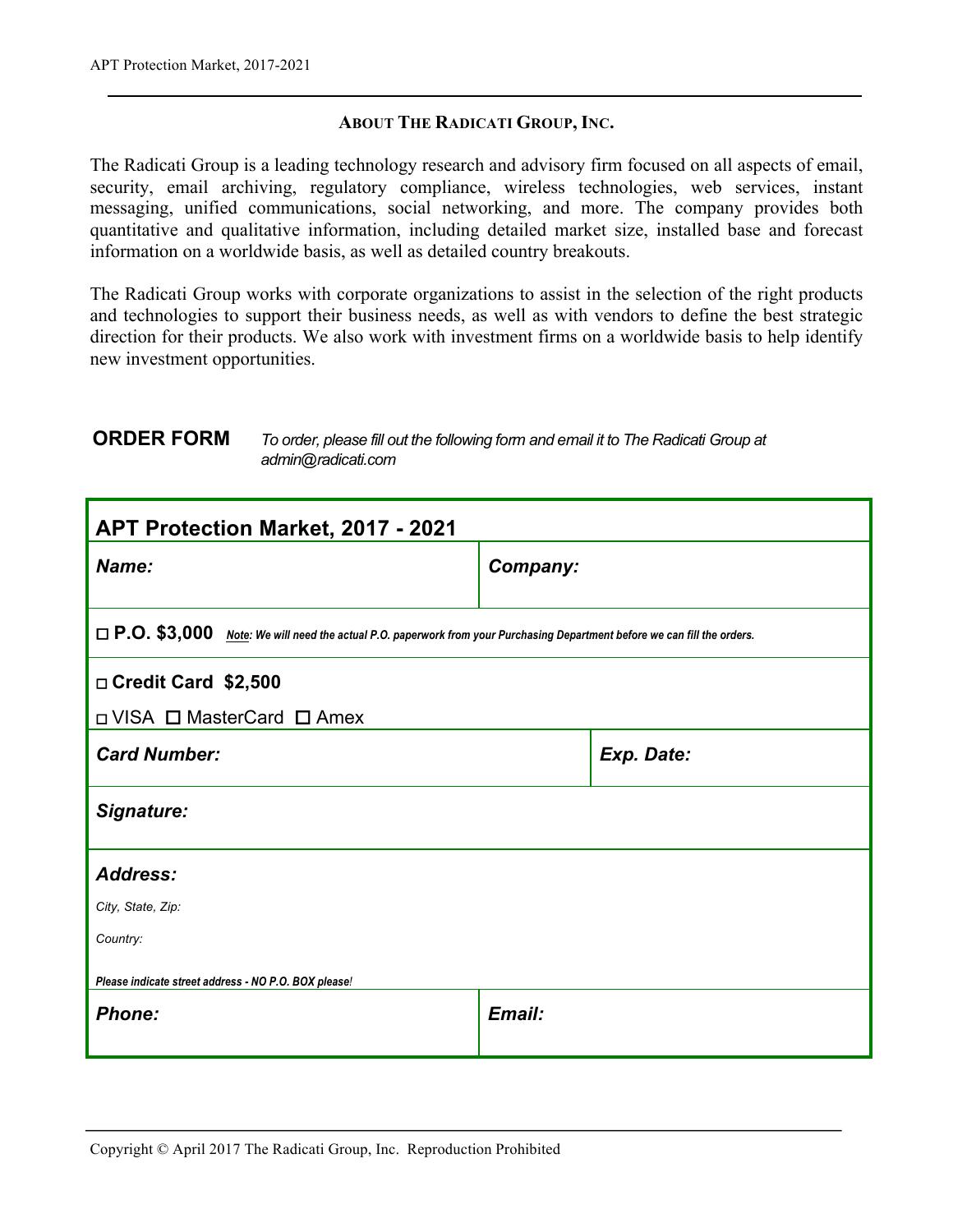## ABOUT THE RADICATI GROUP, INC.

The Radicati Group is a leading technology research and advisory firm focused on all aspects of email, security, email archiving, regulatory compliance, wireless technologies, web services, instant messaging, unified communications, social networking, and more. The company provides both quantitative and qualitative information, including detailed market size, installed base and forecast information on a worldwide basis, as well as detailed country breakouts.

The Radicati Group works with corporate organizations to assist in the selection of the right products and technologies to support their business needs, as well as with vendors to define the best strategic direction for their products. We also work with investment firms on a worldwide basis to help identify new investment opportunities.

**ORDER FORM** *To order, please fill out the following form and email it to The Radicati Group at admin@radicati.com*

| **APT Protection Market, 2017 - 2021** | |
|---|---|
| ***Name:*** | ***Company:*** |
| ☐ **P.O. $3,000** ***Note: We will need the actual P.O. paperwork from your Purchasing Department before we can fill the orders.*** | |
| ☐ **Credit Card $2,500**<br>☐ VISA ☐ MasterCard ☐ Amex | |
| ***Card Number:*** | ***Exp. Date:*** |
| ***Signature:*** | |
| ***Address:***<br>*City, State, Zip:*<br>*Country:*<br>***Please indicate street address - NO P.O. BOX please!*** | |
| ***Phone:*** | ***Email:*** |